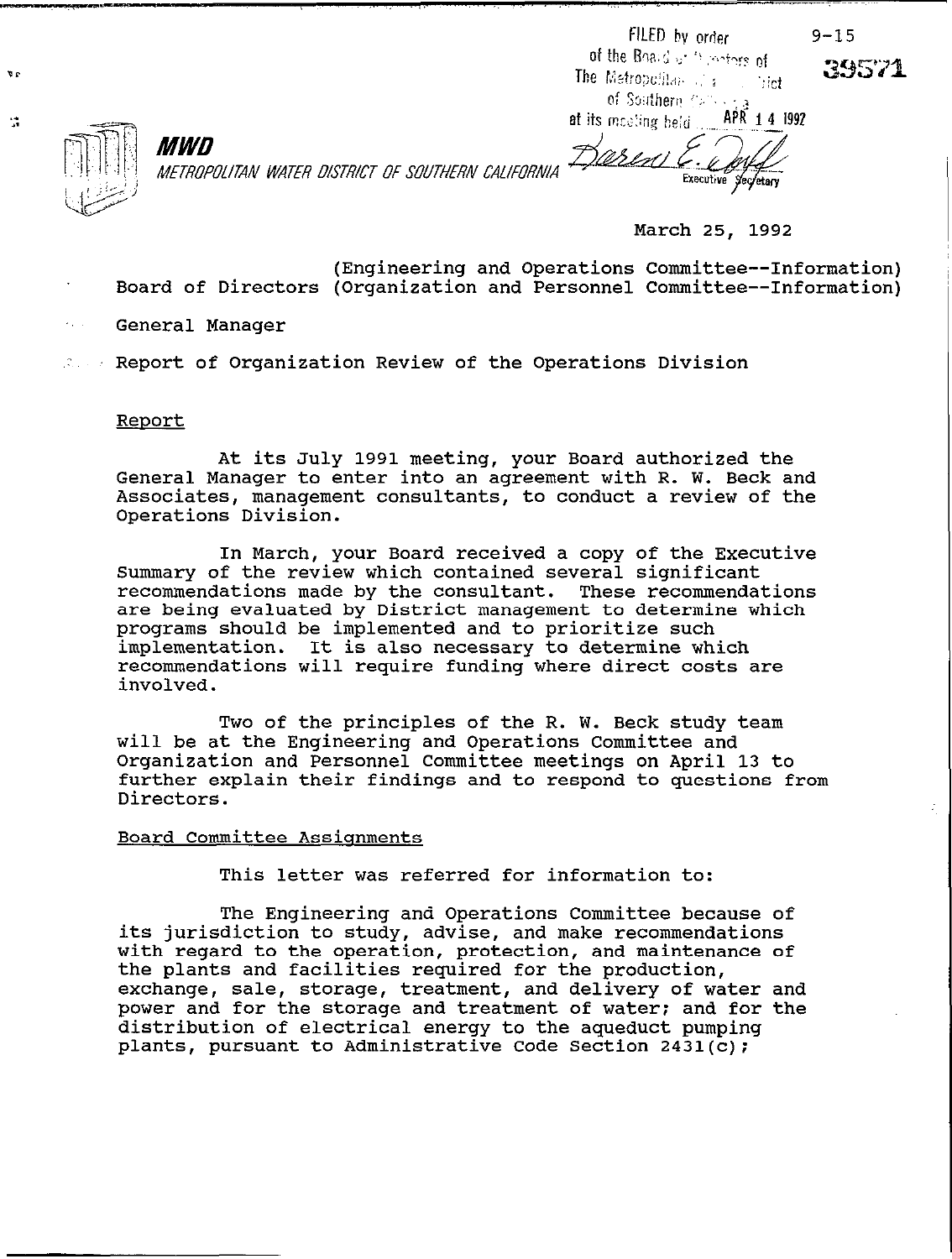FILED by order of the Board of Directors of The Metropolitan Water District of Southern California at its meeting held APR 14 1992

Executive Secretary

9-15

39571

**MWD**

*METROPOLITAN WATER DISTRICT OF SOUTHERN CALIFORNIA*

March 25, 1992

Board of Directors (Engineering and Operations Committee--Information)
(Organization and Personnel Committee--Information)

General Manager

Report of Organization Review of the Operations Division

Report

At its July 1991 meeting, your Board authorized the General Manager to enter into an agreement with R. W. Beck and Associates, management consultants, to conduct a review of the Operations Division.

In March, your Board received a copy of the Executive Summary of the review which contained several significant recommendations made by the consultant. These recommendations are being evaluated by District management to determine which programs should be implemented and to prioritize such implementation. It is also necessary to determine which recommendations will require funding where direct costs are involved.

Two of the principles of the R. W. Beck study team will be at the Engineering and Operations Committee and Organization and Personnel Committee meetings on April 13 to further explain their findings and to respond to questions from Directors.

Board Committee Assignments

This letter was referred for information to:

The Engineering and Operations Committee because of its jurisdiction to study, advise, and make recommendations with regard to the operation, protection, and maintenance of the plants and facilities required for the production, exchange, sale, storage, treatment, and delivery of water and power and for the storage and treatment of water; and for the distribution of electrical energy to the aqueduct pumping plants, pursuant to Administrative Code Section 2431(c);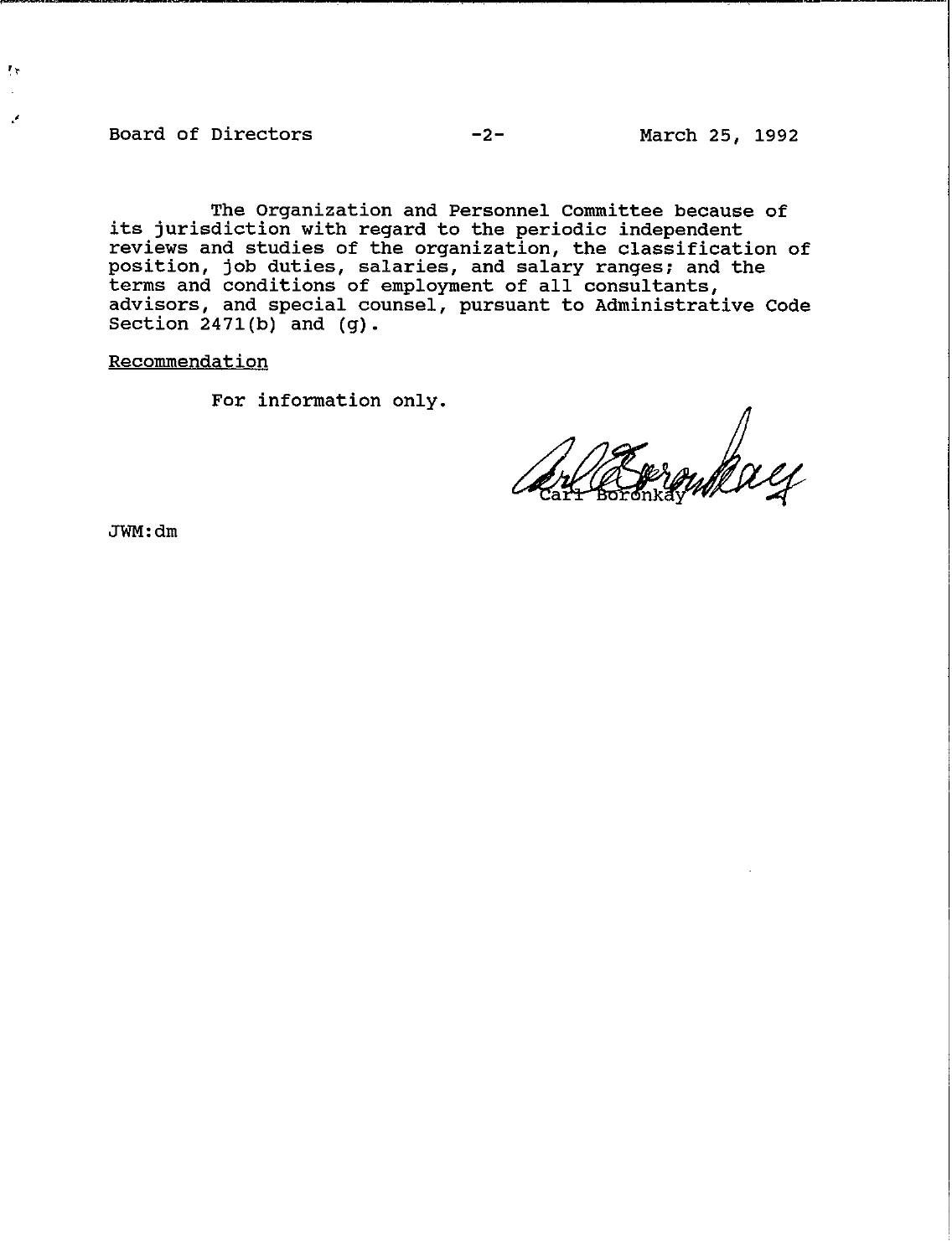The Organization and Personnel Committee because of its jurisdiction with regard to the periodic independent reviews and studies of the organization, the classification of position, job duties, salaries, and salary ranges; and the terms and conditions of employment of all consultants, advisors, and special counsel, pursuant to Administrative Code Section 2471(b) and (g).

Recommendation

For information only.

Carl Boronkay

JWM:dm